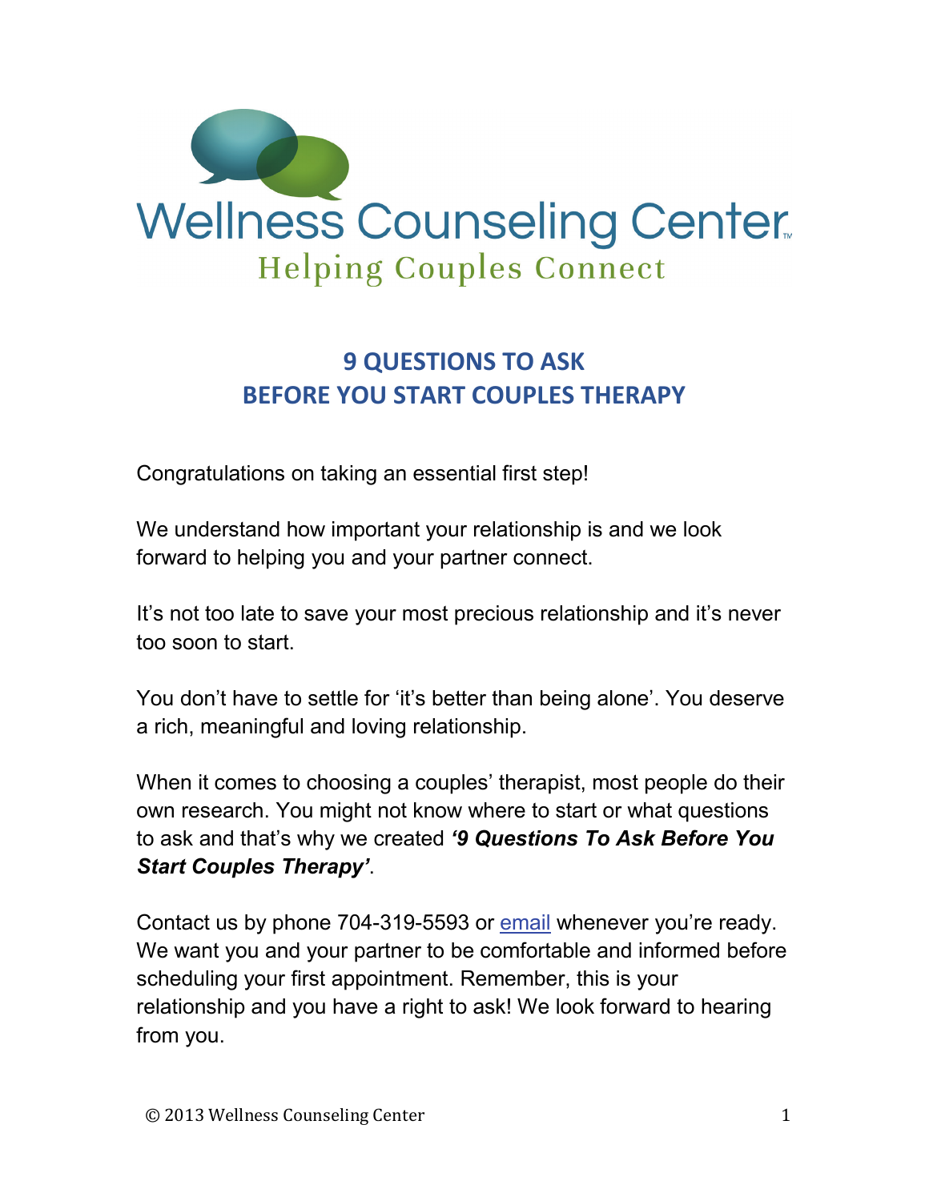Wellness Counseling Center™

Helping Couples Connect

# 9 QUESTIONS TO ASK BEFORE YOU START COUPLES THERAPY

Congratulations on taking an essential first step!

We understand how important your relationship is and we look forward to helping you and your partner connect.

It's not too late to save your most precious relationship and it's never too soon to start.

You don't have to settle for 'it's better than being alone'. You deserve a rich, meaningful and loving relationship.

When it comes to choosing a couples' therapist, most people do their own research. You might not know where to start or what questions to ask and that's why we created ***'9 Questions To Ask Before You Start Couples Therapy'***.

Contact us by phone 704-319-5593 or email whenever you're ready. We want you and your partner to be comfortable and informed before scheduling your first appointment. Remember, this is your relationship and you have a right to ask! We look forward to hearing from you.

© 2013 Wellness Counseling Center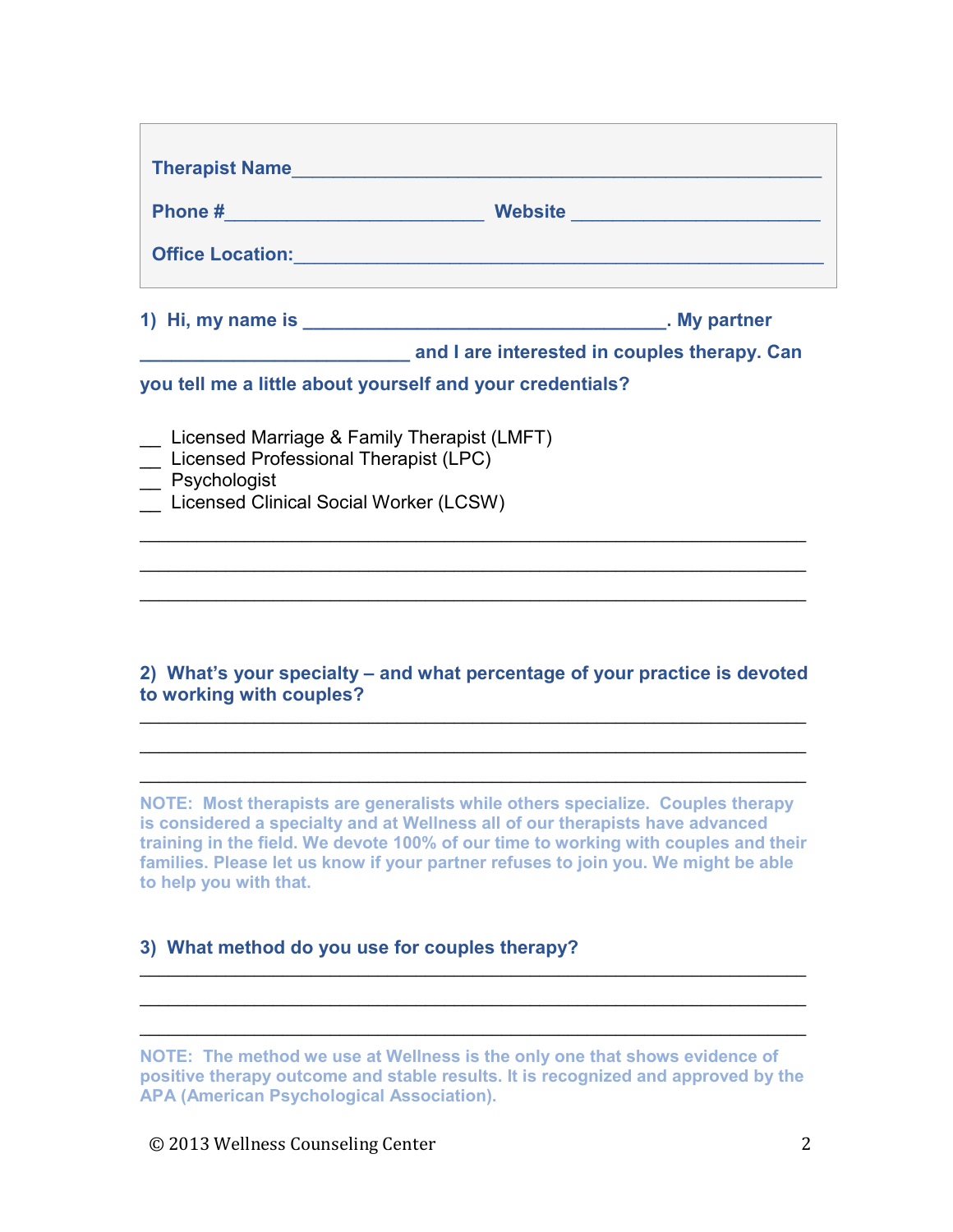**Therapist Name**\_\_\_\_\_\_\_\_\_\_\_\_\_\_\_\_\_\_\_\_\_\_\_\_\_\_\_\_\_\_\_\_\_\_\_\_\_\_\_\_\_\_\_\_\_\_\_\_

**Phone #**\_\_\_\_\_\_\_\_\_\_\_\_\_\_\_\_\_\_\_\_\_\_\_\_\_\_ **Website** \_\_\_\_\_\_\_\_\_\_\_\_\_\_\_\_\_\_\_\_\_\_\_\_

**Office Location:**\_\_\_\_\_\_\_\_\_\_\_\_\_\_\_\_\_\_\_\_\_\_\_\_\_\_\_\_\_\_\_\_\_\_\_\_\_\_\_\_\_\_\_\_\_\_\_\_

**1) Hi, my name is \_\_\_\_\_\_\_\_\_\_\_\_\_\_\_\_\_\_\_\_\_\_\_\_\_\_\_\_\_\_\_\_\_\_\_. My partner \_\_\_\_\_\_\_\_\_\_\_\_\_\_\_\_\_\_\_\_\_\_\_\_\_\_ and I are interested in couples therapy. Can you tell me a little about yourself and your credentials?**

\_\_ Licensed Marriage & Family Therapist (LMFT)
\_\_ Licensed Professional Therapist (LPC)
\_\_ Psychologist
\_\_ Licensed Clinical Social Worker (LCSW)

\_\_\_\_\_\_\_\_\_\_\_\_\_\_\_\_\_\_\_\_\_\_\_\_\_\_\_\_\_\_\_\_\_\_\_\_\_\_\_\_\_\_\_\_\_\_\_\_\_\_\_\_\_\_\_\_\_\_\_\_\_\_\_\_

\_\_\_\_\_\_\_\_\_\_\_\_\_\_\_\_\_\_\_\_\_\_\_\_\_\_\_\_\_\_\_\_\_\_\_\_\_\_\_\_\_\_\_\_\_\_\_\_\_\_\_\_\_\_\_\_\_\_\_\_\_\_\_\_

\_\_\_\_\_\_\_\_\_\_\_\_\_\_\_\_\_\_\_\_\_\_\_\_\_\_\_\_\_\_\_\_\_\_\_\_\_\_\_\_\_\_\_\_\_\_\_\_\_\_\_\_\_\_\_\_\_\_\_\_\_\_\_\_

**2) What's your specialty – and what percentage of your practice is devoted to working with couples?**

\_\_\_\_\_\_\_\_\_\_\_\_\_\_\_\_\_\_\_\_\_\_\_\_\_\_\_\_\_\_\_\_\_\_\_\_\_\_\_\_\_\_\_\_\_\_\_\_\_\_\_\_\_\_\_\_\_\_\_\_\_\_\_\_

\_\_\_\_\_\_\_\_\_\_\_\_\_\_\_\_\_\_\_\_\_\_\_\_\_\_\_\_\_\_\_\_\_\_\_\_\_\_\_\_\_\_\_\_\_\_\_\_\_\_\_\_\_\_\_\_\_\_\_\_\_\_\_\_

\_\_\_\_\_\_\_\_\_\_\_\_\_\_\_\_\_\_\_\_\_\_\_\_\_\_\_\_\_\_\_\_\_\_\_\_\_\_\_\_\_\_\_\_\_\_\_\_\_\_\_\_\_\_\_\_\_\_\_\_\_\_\_\_

**NOTE: Most therapists are generalists while others specialize. Couples therapy is considered a specialty and at Wellness all of our therapists have advanced training in the field. We devote 100% of our time to working with couples and their families. Please let us know if your partner refuses to join you. We might be able to help you with that.**

**3) What method do you use for couples therapy?**

\_\_\_\_\_\_\_\_\_\_\_\_\_\_\_\_\_\_\_\_\_\_\_\_\_\_\_\_\_\_\_\_\_\_\_\_\_\_\_\_\_\_\_\_\_\_\_\_\_\_\_\_\_\_\_\_\_\_\_\_\_\_\_\_

\_\_\_\_\_\_\_\_\_\_\_\_\_\_\_\_\_\_\_\_\_\_\_\_\_\_\_\_\_\_\_\_\_\_\_\_\_\_\_\_\_\_\_\_\_\_\_\_\_\_\_\_\_\_\_\_\_\_\_\_\_\_\_\_

\_\_\_\_\_\_\_\_\_\_\_\_\_\_\_\_\_\_\_\_\_\_\_\_\_\_\_\_\_\_\_\_\_\_\_\_\_\_\_\_\_\_\_\_\_\_\_\_\_\_\_\_\_\_\_\_\_\_\_\_\_\_\_\_

**NOTE: The method we use at Wellness is the only one that shows evidence of positive therapy outcome and stable results. It is recognized and approved by the APA (American Psychological Association).**

© 2013 Wellness Counseling Center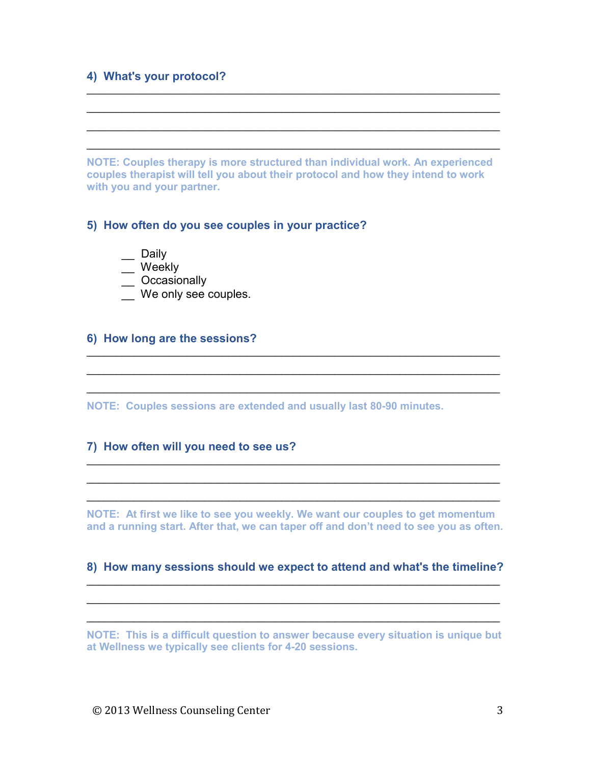### 4) What's your protocol?

\_\_\_\_\_\_\_\_\_\_\_\_\_\_\_\_\_\_\_\_\_\_\_\_\_\_\_\_\_\_\_\_\_\_\_\_\_\_\_\_\_\_\_\_\_\_\_\_\_\_\_\_\_\_\_\_\_\_\_\_\_\_\_\_\_\_\_\_

\_\_\_\_\_\_\_\_\_\_\_\_\_\_\_\_\_\_\_\_\_\_\_\_\_\_\_\_\_\_\_\_\_\_\_\_\_\_\_\_\_\_\_\_\_\_\_\_\_\_\_\_\_\_\_\_\_\_\_\_\_\_\_\_\_\_\_\_

\_\_\_\_\_\_\_\_\_\_\_\_\_\_\_\_\_\_\_\_\_\_\_\_\_\_\_\_\_\_\_\_\_\_\_\_\_\_\_\_\_\_\_\_\_\_\_\_\_\_\_\_\_\_\_\_\_\_\_\_\_\_\_\_\_\_\_\_

\_\_\_\_\_\_\_\_\_\_\_\_\_\_\_\_\_\_\_\_\_\_\_\_\_\_\_\_\_\_\_\_\_\_\_\_\_\_\_\_\_\_\_\_\_\_\_\_\_\_\_\_\_\_\_\_\_\_\_\_\_\_\_\_\_\_\_\_

**NOTE: Couples therapy is more structured than individual work. An experienced couples therapist will tell you about their protocol and how they intend to work with you and your partner.**

### 5) How often do you see couples in your practice?

- \_\_ Daily
- \_\_ Weekly
- \_\_ Occasionally
- \_\_ We only see couples.

### 6) How long are the sessions?

\_\_\_\_\_\_\_\_\_\_\_\_\_\_\_\_\_\_\_\_\_\_\_\_\_\_\_\_\_\_\_\_\_\_\_\_\_\_\_\_\_\_\_\_\_\_\_\_\_\_\_\_\_\_\_\_\_\_\_\_\_\_\_\_\_\_\_\_

\_\_\_\_\_\_\_\_\_\_\_\_\_\_\_\_\_\_\_\_\_\_\_\_\_\_\_\_\_\_\_\_\_\_\_\_\_\_\_\_\_\_\_\_\_\_\_\_\_\_\_\_\_\_\_\_\_\_\_\_\_\_\_\_\_\_\_\_

\_\_\_\_\_\_\_\_\_\_\_\_\_\_\_\_\_\_\_\_\_\_\_\_\_\_\_\_\_\_\_\_\_\_\_\_\_\_\_\_\_\_\_\_\_\_\_\_\_\_\_\_\_\_\_\_\_\_\_\_\_\_\_\_\_\_\_\_

**NOTE: Couples sessions are extended and usually last 80-90 minutes.**

### 7) How often will you need to see us?

\_\_\_\_\_\_\_\_\_\_\_\_\_\_\_\_\_\_\_\_\_\_\_\_\_\_\_\_\_\_\_\_\_\_\_\_\_\_\_\_\_\_\_\_\_\_\_\_\_\_\_\_\_\_\_\_\_\_\_\_\_\_\_\_\_\_\_\_

\_\_\_\_\_\_\_\_\_\_\_\_\_\_\_\_\_\_\_\_\_\_\_\_\_\_\_\_\_\_\_\_\_\_\_\_\_\_\_\_\_\_\_\_\_\_\_\_\_\_\_\_\_\_\_\_\_\_\_\_\_\_\_\_\_\_\_\_

\_\_\_\_\_\_\_\_\_\_\_\_\_\_\_\_\_\_\_\_\_\_\_\_\_\_\_\_\_\_\_\_\_\_\_\_\_\_\_\_\_\_\_\_\_\_\_\_\_\_\_\_\_\_\_\_\_\_\_\_\_\_\_\_\_\_\_\_

**NOTE: At first we like to see you weekly. We want our couples to get momentum and a running start. After that, we can taper off and don't need to see you as often.**

### 8) How many sessions should we expect to attend and what's the timeline?

\_\_\_\_\_\_\_\_\_\_\_\_\_\_\_\_\_\_\_\_\_\_\_\_\_\_\_\_\_\_\_\_\_\_\_\_\_\_\_\_\_\_\_\_\_\_\_\_\_\_\_\_\_\_\_\_\_\_\_\_\_\_\_\_\_\_\_\_

\_\_\_\_\_\_\_\_\_\_\_\_\_\_\_\_\_\_\_\_\_\_\_\_\_\_\_\_\_\_\_\_\_\_\_\_\_\_\_\_\_\_\_\_\_\_\_\_\_\_\_\_\_\_\_\_\_\_\_\_\_\_\_\_\_\_\_\_

\_\_\_\_\_\_\_\_\_\_\_\_\_\_\_\_\_\_\_\_\_\_\_\_\_\_\_\_\_\_\_\_\_\_\_\_\_\_\_\_\_\_\_\_\_\_\_\_\_\_\_\_\_\_\_\_\_\_\_\_\_\_\_\_\_\_\_\_

**NOTE: This is a difficult question to answer because every situation is unique but at Wellness we typically see clients for 4-20 sessions.**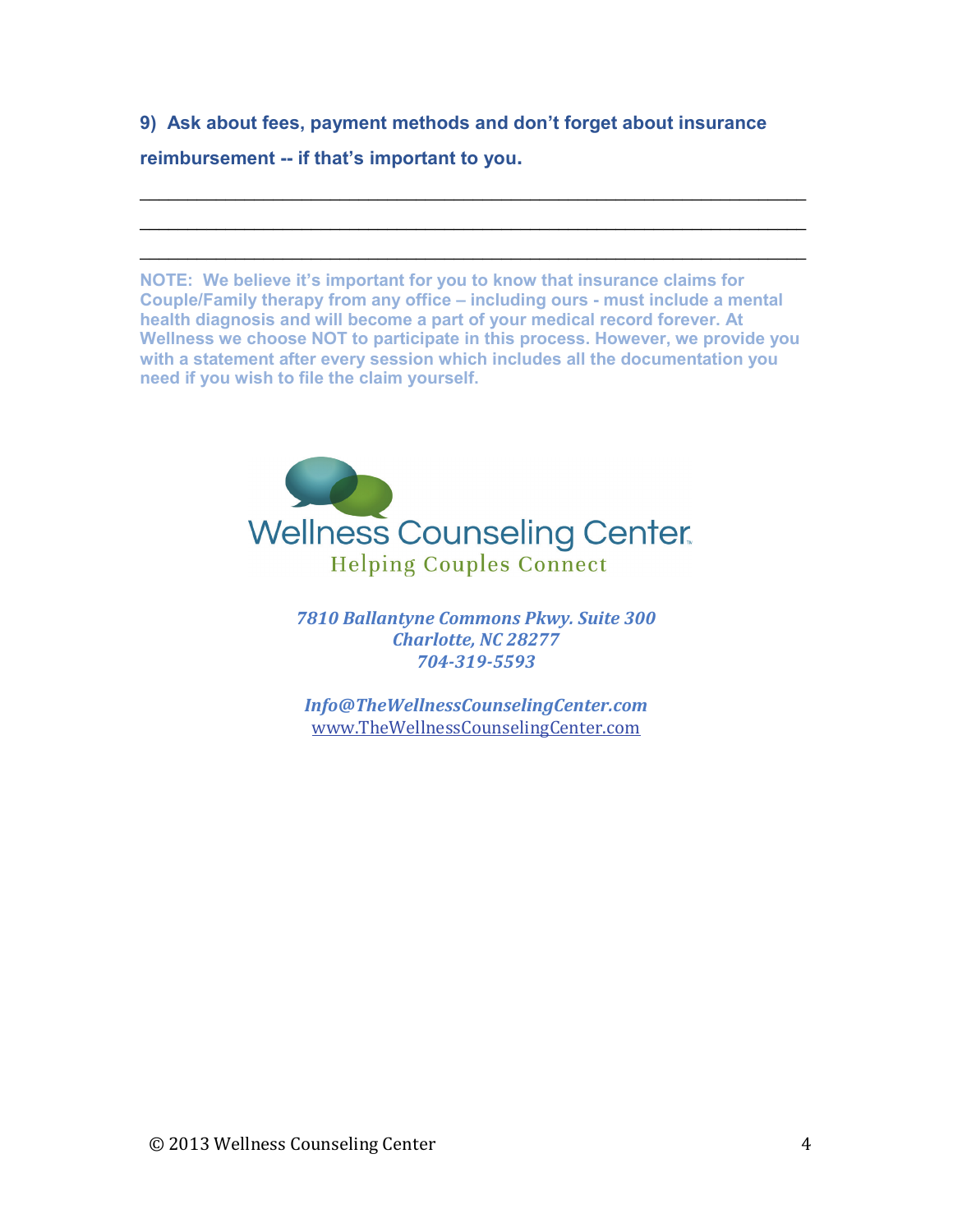**9) Ask about fees, payment methods and don't forget about insurance reimbursement -- if that's important to you.**

\_\_\_\_\_\_\_\_\_\_\_\_\_\_\_\_\_\_\_\_\_\_\_\_\_\_\_\_\_\_\_\_\_\_\_\_\_\_\_\_\_\_\_\_\_\_\_\_\_\_\_\_\_\_\_\_\_\_\_\_\_\_\_\_\_\_\_\_

\_\_\_\_\_\_\_\_\_\_\_\_\_\_\_\_\_\_\_\_\_\_\_\_\_\_\_\_\_\_\_\_\_\_\_\_\_\_\_\_\_\_\_\_\_\_\_\_\_\_\_\_\_\_\_\_\_\_\_\_\_\_\_\_\_\_\_\_

\_\_\_\_\_\_\_\_\_\_\_\_\_\_\_\_\_\_\_\_\_\_\_\_\_\_\_\_\_\_\_\_\_\_\_\_\_\_\_\_\_\_\_\_\_\_\_\_\_\_\_\_\_\_\_\_\_\_\_\_\_\_\_\_\_\_\_\_

**NOTE: We believe it's important for you to know that insurance claims for Couple/Family therapy from any office – including ours - must include a mental health diagnosis and will become a part of your medical record forever. At Wellness we choose NOT to participate in this process. However, we provide you with a statement after every session which includes all the documentation you need if you wish to file the claim yourself.**

Wellness Counseling Center

Helping Couples Connect

***7810 Ballantyne Commons Pkwy. Suite 300***
***Charlotte, NC 28277***
***704-319-5593***

***Info@TheWellnessCounselingCenter.com***
www.TheWellnessCounselingCenter.com

© 2013 Wellness Counseling Center